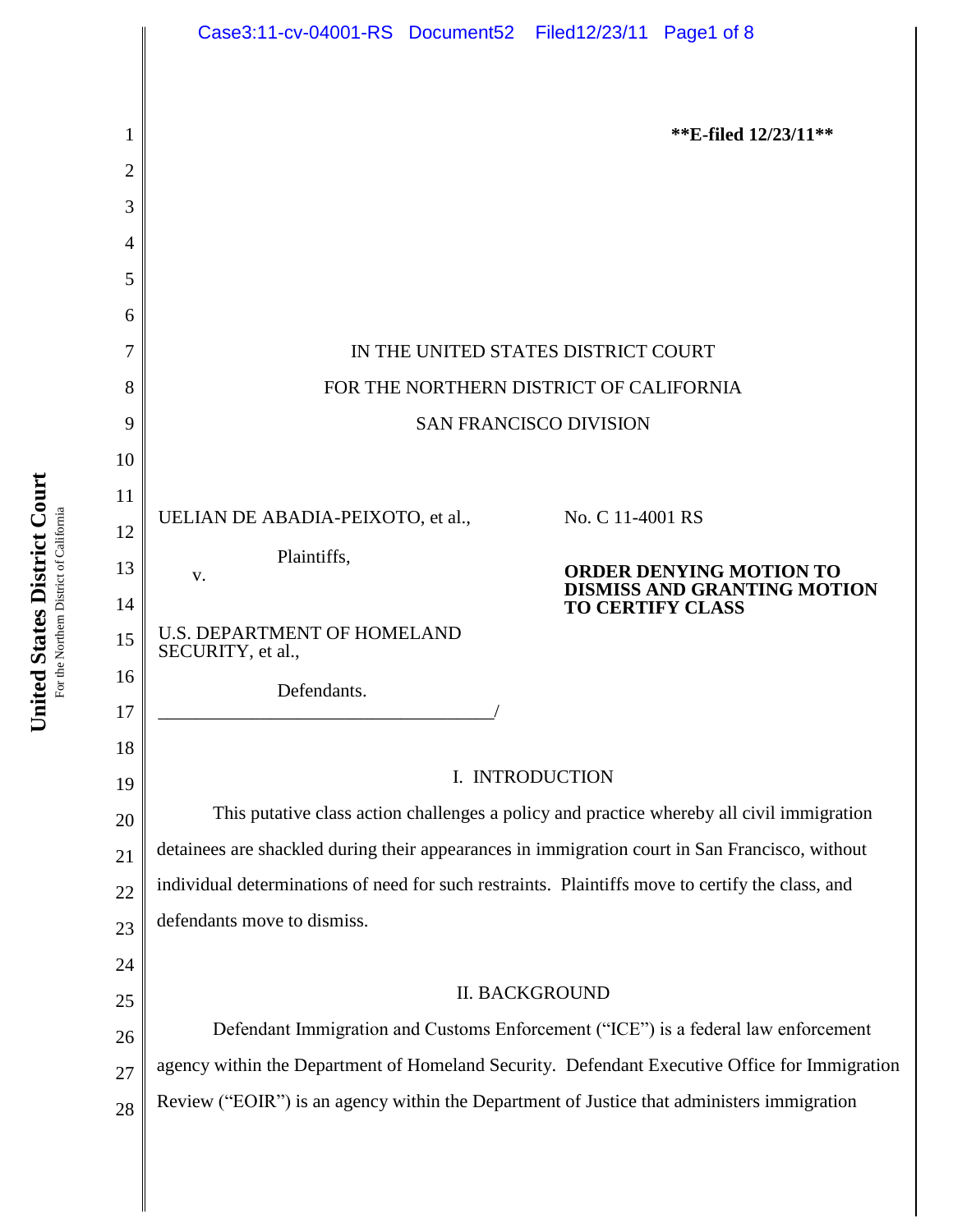**E-filed 12/23/11**

IN THE UNITED STATES DISTRICT COURT

FOR THE NORTHERN DISTRICT OF CALIFORNIA

SAN FRANCISCO DIVISION

UELIAN DE ABADIA-PEIXOTO, et al.,

Plaintiffs,

v.

U.S. DEPARTMENT OF HOMELAND SECURITY, et al.,

Defendants.

No. C 11-4001 RS

**ORDER DENYING MOTION TO DISMISS AND GRANTING MOTION TO CERTIFY CLASS**

## I. INTRODUCTION

This putative class action challenges a policy and practice whereby all civil immigration detainees are shackled during their appearances in immigration court in San Francisco, without individual determinations of need for such restraints. Plaintiffs move to certify the class, and defendants move to dismiss.

## II. BACKGROUND

Defendant Immigration and Customs Enforcement ("ICE") is a federal law enforcement agency within the Department of Homeland Security. Defendant Executive Office for Immigration Review ("EOIR") is an agency within the Department of Justice that administers immigration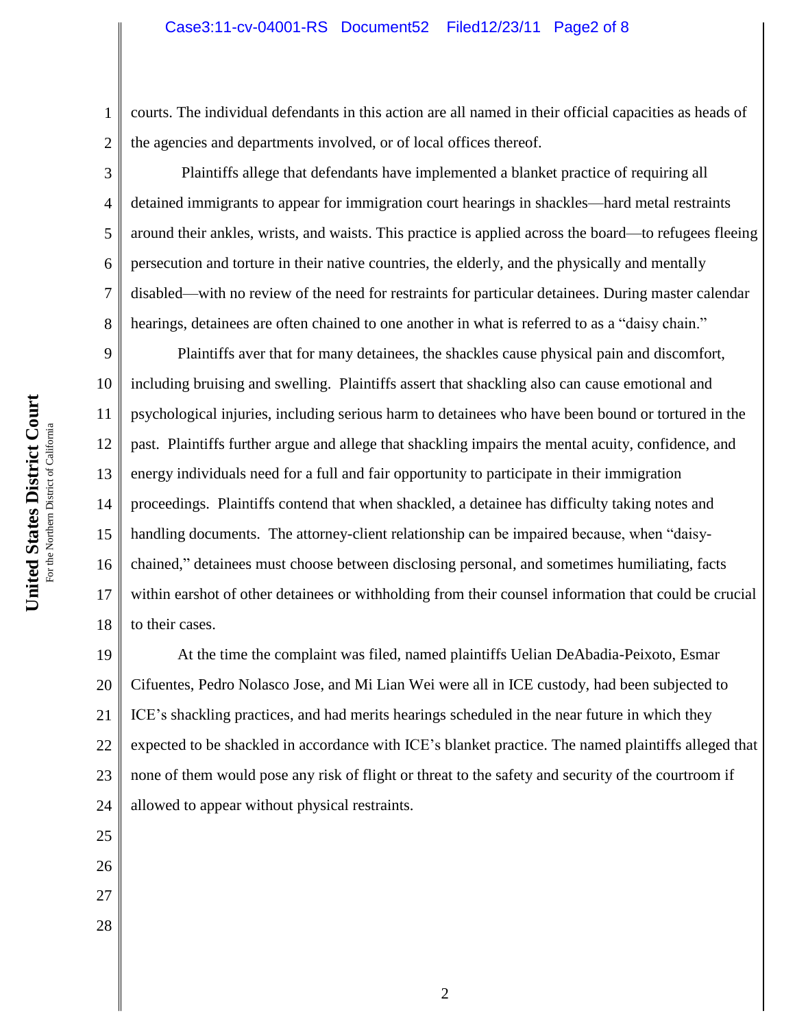courts. The individual defendants in this action are all named in their official capacities as heads of the agencies and departments involved, or of local offices thereof.

Plaintiffs allege that defendants have implemented a blanket practice of requiring all detained immigrants to appear for immigration court hearings in shackles—hard metal restraints around their ankles, wrists, and waists. This practice is applied across the board—to refugees fleeing persecution and torture in their native countries, the elderly, and the physically and mentally disabled—with no review of the need for restraints for particular detainees. During master calendar hearings, detainees are often chained to one another in what is referred to as a "daisy chain."

Plaintiffs aver that for many detainees, the shackles cause physical pain and discomfort, including bruising and swelling. Plaintiffs assert that shackling also can cause emotional and psychological injuries, including serious harm to detainees who have been bound or tortured in the past. Plaintiffs further argue and allege that shackling impairs the mental acuity, confidence, and energy individuals need for a full and fair opportunity to participate in their immigration proceedings. Plaintiffs contend that when shackled, a detainee has difficulty taking notes and handling documents. The attorney-client relationship can be impaired because, when "daisy-chained," detainees must choose between disclosing personal, and sometimes humiliating, facts within earshot of other detainees or withholding from their counsel information that could be crucial to their cases.

At the time the complaint was filed, named plaintiffs Uelian DeAbadia-Peixoto, Esmar Cifuentes, Pedro Nolasco Jose, and Mi Lian Wei were all in ICE custody, had been subjected to ICE's shackling practices, and had merits hearings scheduled in the near future in which they expected to be shackled in accordance with ICE's blanket practice. The named plaintiffs alleged that none of them would pose any risk of flight or threat to the safety and security of the courtroom if allowed to appear without physical restraints.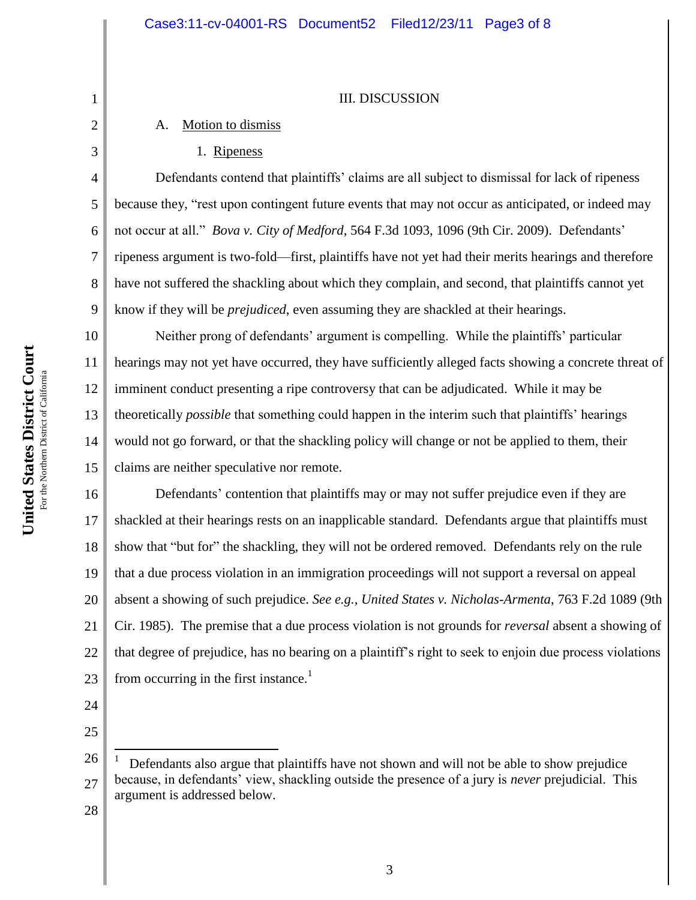## III. DISCUSSION

### A. Motion to dismiss

#### 1. Ripeness

Defendants contend that plaintiffs' claims are all subject to dismissal for lack of ripeness because they, "rest upon contingent future events that may not occur as anticipated, or indeed may not occur at all." *Bova v. City of Medford*, 564 F.3d 1093, 1096 (9th Cir. 2009). Defendants' ripeness argument is two-fold—first, plaintiffs have not yet had their merits hearings and therefore have not suffered the shackling about which they complain, and second, that plaintiffs cannot yet know if they will be *prejudiced*, even assuming they are shackled at their hearings.

Neither prong of defendants' argument is compelling. While the plaintiffs' particular hearings may not yet have occurred, they have sufficiently alleged facts showing a concrete threat of imminent conduct presenting a ripe controversy that can be adjudicated. While it may be theoretically *possible* that something could happen in the interim such that plaintiffs' hearings would not go forward, or that the shackling policy will change or not be applied to them, their claims are neither speculative nor remote.

Defendants' contention that plaintiffs may or may not suffer prejudice even if they are shackled at their hearings rests on an inapplicable standard. Defendants argue that plaintiffs must show that "but for" the shackling, they will not be ordered removed. Defendants rely on the rule that a due process violation in an immigration proceedings will not support a reversal on appeal absent a showing of such prejudice. *See e.g., United States v. Nicholas-Armenta*, 763 F.2d 1089 (9th Cir. 1985). The premise that a due process violation is not grounds for *reversal* absent a showing of that degree of prejudice, has no bearing on a plaintiff's right to seek to enjoin due process violations from occurring in the first instance.[1]

---

[1] Defendants also argue that plaintiffs have not shown and will not be able to show prejudice because, in defendants' view, shackling outside the presence of a jury is *never* prejudicial. This argument is addressed below.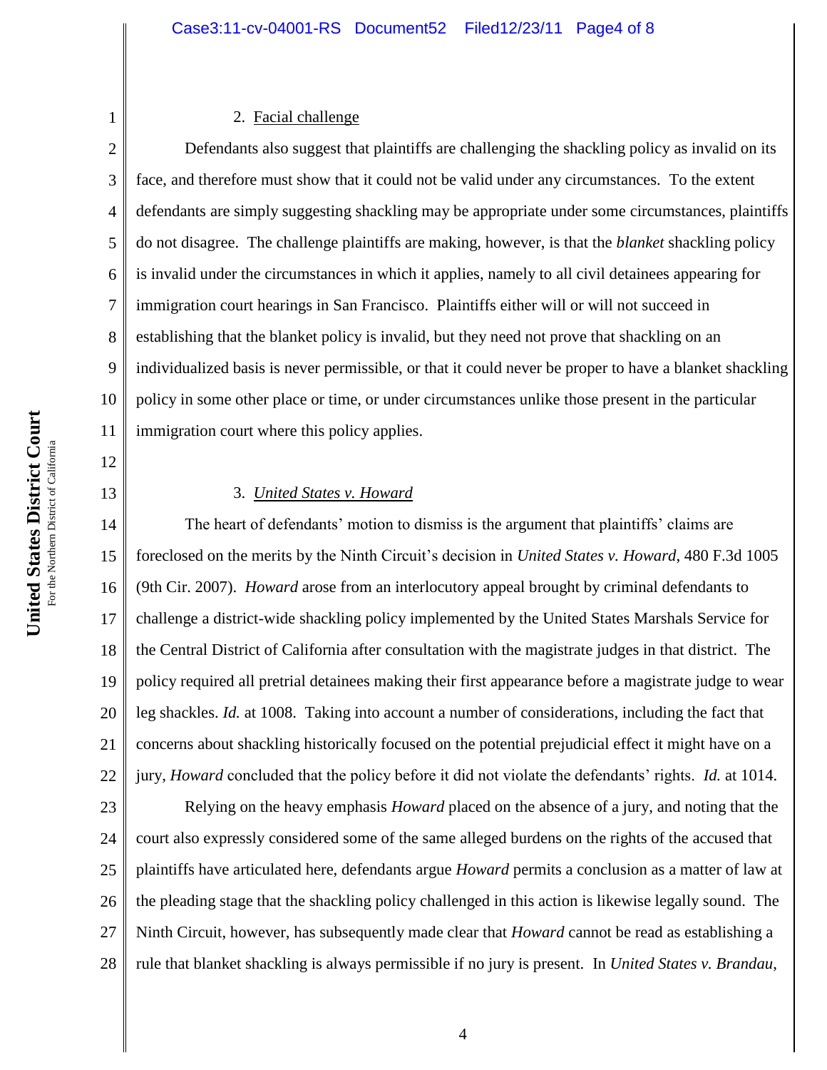2. Facial challenge

Defendants also suggest that plaintiffs are challenging the shackling policy as invalid on its face, and therefore must show that it could not be valid under any circumstances. To the extent defendants are simply suggesting shackling may be appropriate under some circumstances, plaintiffs do not disagree. The challenge plaintiffs are making, however, is that the *blanket* shackling policy is invalid under the circumstances in which it applies, namely to all civil detainees appearing for immigration court hearings in San Francisco. Plaintiffs either will or will not succeed in establishing that the blanket policy is invalid, but they need not prove that shackling on an individualized basis is never permissible, or that it could never be proper to have a blanket shackling policy in some other place or time, or under circumstances unlike those present in the particular immigration court where this policy applies.

3. *United States v. Howard*

The heart of defendants' motion to dismiss is the argument that plaintiffs' claims are foreclosed on the merits by the Ninth Circuit's decision in *United States v. Howard*, 480 F.3d 1005 (9th Cir. 2007). *Howard* arose from an interlocutory appeal brought by criminal defendants to challenge a district-wide shackling policy implemented by the United States Marshals Service for the Central District of California after consultation with the magistrate judges in that district. The policy required all pretrial detainees making their first appearance before a magistrate judge to wear leg shackles. *Id.* at 1008. Taking into account a number of considerations, including the fact that concerns about shackling historically focused on the potential prejudicial effect it might have on a jury, *Howard* concluded that the policy before it did not violate the defendants' rights. *Id.* at 1014.

Relying on the heavy emphasis *Howard* placed on the absence of a jury, and noting that the court also expressly considered some of the same alleged burdens on the rights of the accused that plaintiffs have articulated here, defendants argue *Howard* permits a conclusion as a matter of law at the pleading stage that the shackling policy challenged in this action is likewise legally sound. The Ninth Circuit, however, has subsequently made clear that *Howard* cannot be read as establishing a rule that blanket shackling is always permissible if no jury is present. In *United States v. Brandau,*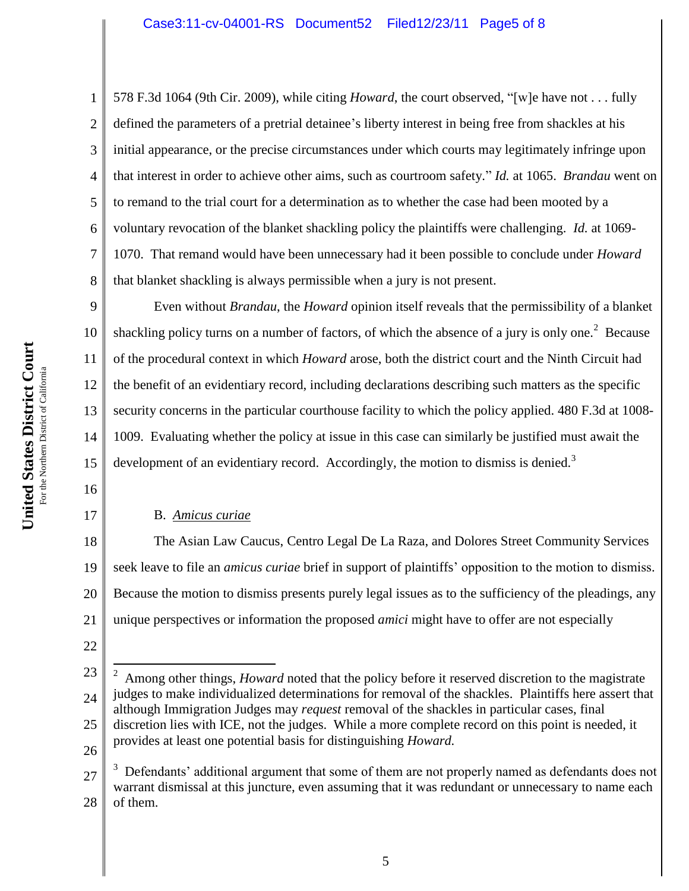578 F.3d 1064 (9th Cir. 2009), while citing *Howard*, the court observed, "[w]e have not . . . fully defined the parameters of a pretrial detainee's liberty interest in being free from shackles at his initial appearance, or the precise circumstances under which courts may legitimately infringe upon that interest in order to achieve other aims, such as courtroom safety." *Id.* at 1065. *Brandau* went on to remand to the trial court for a determination as to whether the case had been mooted by a voluntary revocation of the blanket shackling policy the plaintiffs were challenging. *Id.* at 1069-1070. That remand would have been unnecessary had it been possible to conclude under *Howard* that blanket shackling is always permissible when a jury is not present.

Even without *Brandau*, the *Howard* opinion itself reveals that the permissibility of a blanket shackling policy turns on a number of factors, of which the absence of a jury is only one.[2] Because of the procedural context in which *Howard* arose, both the district court and the Ninth Circuit had the benefit of an evidentiary record, including declarations describing such matters as the specific security concerns in the particular courthouse facility to which the policy applied. 480 F.3d at 1008-1009. Evaluating whether the policy at issue in this case can similarly be justified must await the development of an evidentiary record. Accordingly, the motion to dismiss is denied.[3]

B. *Amicus curiae*

The Asian Law Caucus, Centro Legal De La Raza, and Dolores Street Community Services seek leave to file an *amicus curiae* brief in support of plaintiffs' opposition to the motion to dismiss. Because the motion to dismiss presents purely legal issues as to the sufficiency of the pleadings, any unique perspectives or information the proposed *amici* might have to offer are not especially

---

[2] Among other things, *Howard* noted that the policy before it reserved discretion to the magistrate judges to make individualized determinations for removal of the shackles. Plaintiffs here assert that although Immigration Judges may *request* removal of the shackles in particular cases, final discretion lies with ICE, not the judges. While a more complete record on this point is needed, it provides at least one potential basis for distinguishing *Howard.*

[3] Defendants' additional argument that some of them are not properly named as defendants does not warrant dismissal at this juncture, even assuming that it was redundant or unnecessary to name each of them.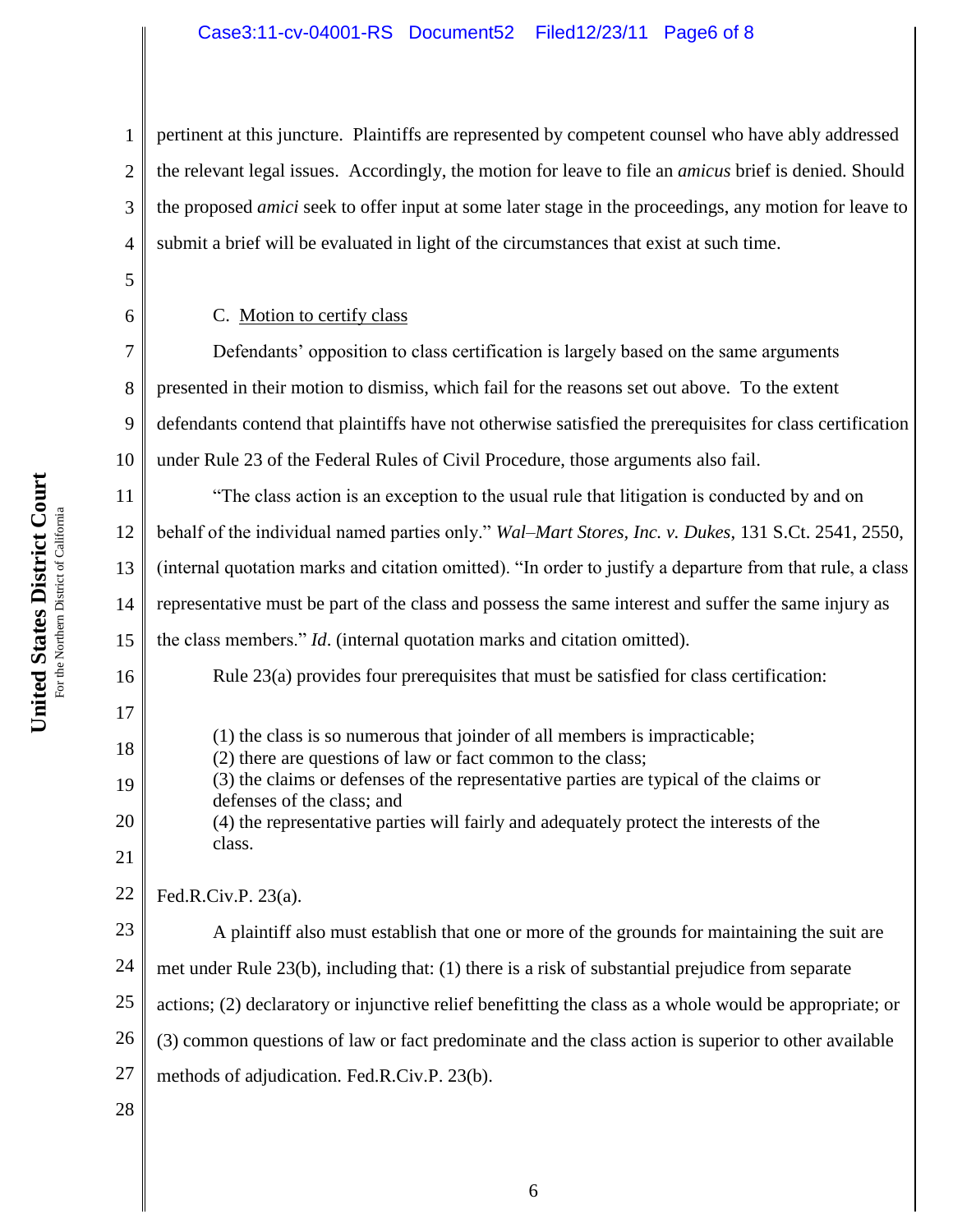pertinent at this juncture. Plaintiffs are represented by competent counsel who have ably addressed the relevant legal issues. Accordingly, the motion for leave to file an *amicus* brief is denied. Should the proposed *amici* seek to offer input at some later stage in the proceedings, any motion for leave to submit a brief will be evaluated in light of the circumstances that exist at such time.

C. Motion to certify class

Defendants' opposition to class certification is largely based on the same arguments presented in their motion to dismiss, which fail for the reasons set out above. To the extent defendants contend that plaintiffs have not otherwise satisfied the prerequisites for class certification under Rule 23 of the Federal Rules of Civil Procedure, those arguments also fail.

"The class action is an exception to the usual rule that litigation is conducted by and on behalf of the individual named parties only." *Wal–Mart Stores, Inc. v. Dukes*, 131 S.Ct. 2541, 2550, (internal quotation marks and citation omitted). "In order to justify a departure from that rule, a class representative must be part of the class and possess the same interest and suffer the same injury as the class members." *Id*. (internal quotation marks and citation omitted).

Rule 23(a) provides four prerequisites that must be satisfied for class certification:

> (1) the class is so numerous that joinder of all members is impracticable;
> (2) there are questions of law or fact common to the class;
> (3) the claims or defenses of the representative parties are typical of the claims or defenses of the class; and
> (4) the representative parties will fairly and adequately protect the interests of the class.

Fed.R.Civ.P. 23(a).

A plaintiff also must establish that one or more of the grounds for maintaining the suit are met under Rule 23(b), including that: (1) there is a risk of substantial prejudice from separate actions; (2) declaratory or injunctive relief benefitting the class as a whole would be appropriate; or (3) common questions of law or fact predominate and the class action is superior to other available methods of adjudication. Fed.R.Civ.P. 23(b).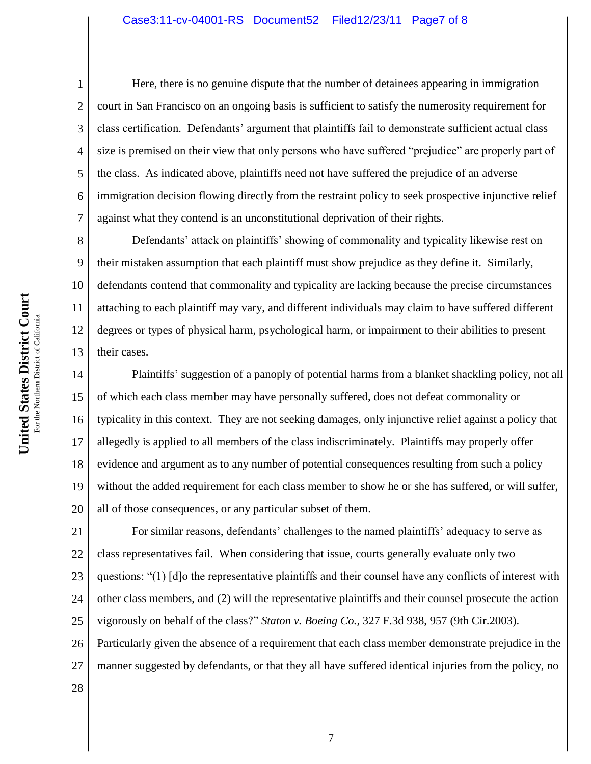Here, there is no genuine dispute that the number of detainees appearing in immigration court in San Francisco on an ongoing basis is sufficient to satisfy the numerosity requirement for class certification. Defendants' argument that plaintiffs fail to demonstrate sufficient actual class size is premised on their view that only persons who have suffered "prejudice" are properly part of the class. As indicated above, plaintiffs need not have suffered the prejudice of an adverse immigration decision flowing directly from the restraint policy to seek prospective injunctive relief against what they contend is an unconstitutional deprivation of their rights.

Defendants' attack on plaintiffs' showing of commonality and typicality likewise rest on their mistaken assumption that each plaintiff must show prejudice as they define it. Similarly, defendants contend that commonality and typicality are lacking because the precise circumstances attaching to each plaintiff may vary, and different individuals may claim to have suffered different degrees or types of physical harm, psychological harm, or impairment to their abilities to present their cases.

Plaintiffs' suggestion of a panoply of potential harms from a blanket shackling policy, not all of which each class member may have personally suffered, does not defeat commonality or typicality in this context. They are not seeking damages, only injunctive relief against a policy that allegedly is applied to all members of the class indiscriminately. Plaintiffs may properly offer evidence and argument as to any number of potential consequences resulting from such a policy without the added requirement for each class member to show he or she has suffered, or will suffer, all of those consequences, or any particular subset of them.

For similar reasons, defendants' challenges to the named plaintiffs' adequacy to serve as class representatives fail. When considering that issue, courts generally evaluate only two questions: "(1) [d]o the representative plaintiffs and their counsel have any conflicts of interest with other class members, and (2) will the representative plaintiffs and their counsel prosecute the action vigorously on behalf of the class?" *Staton v. Boeing Co.*, 327 F.3d 938, 957 (9th Cir.2003). Particularly given the absence of a requirement that each class member demonstrate prejudice in the manner suggested by defendants, or that they all have suffered identical injuries from the policy, no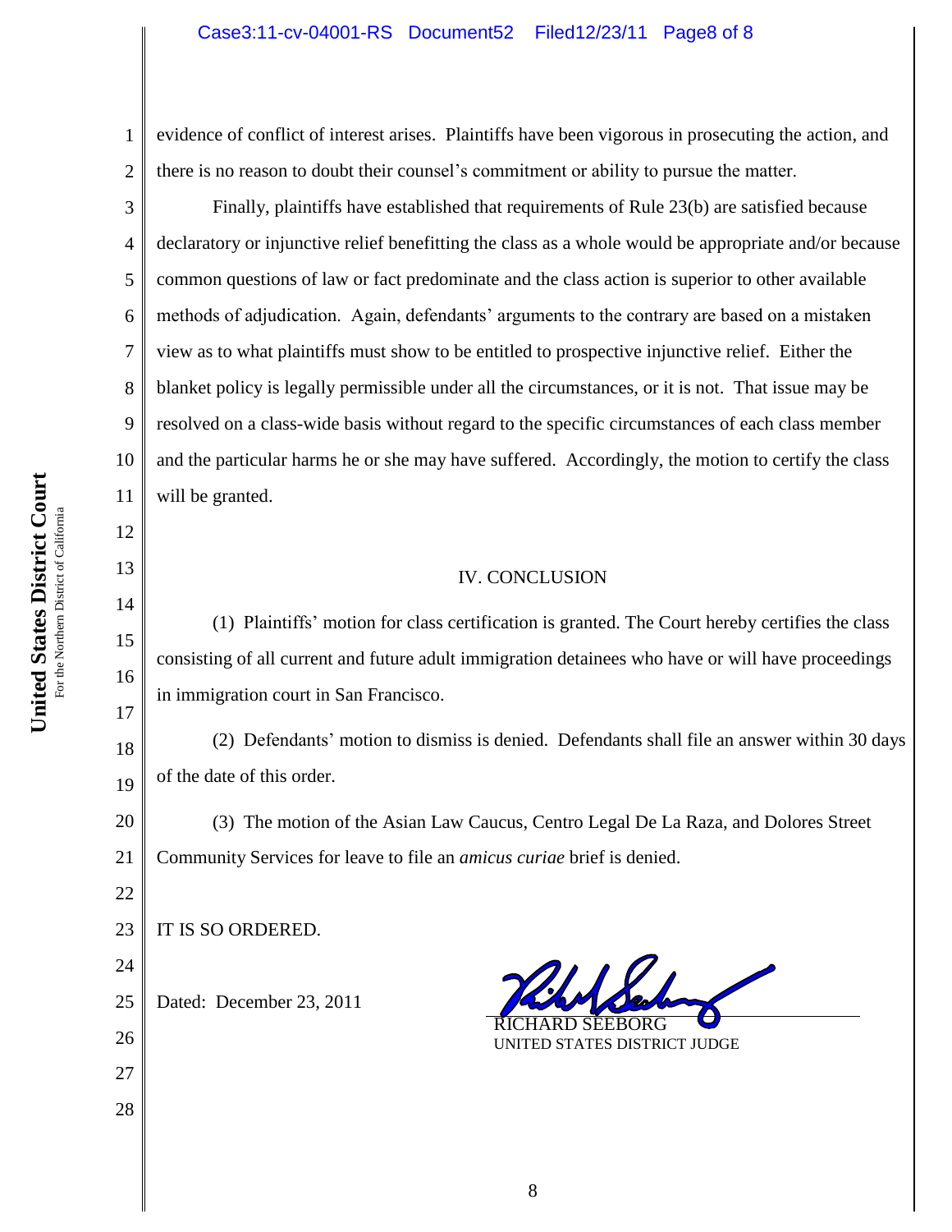evidence of conflict of interest arises. Plaintiffs have been vigorous in prosecuting the action, and there is no reason to doubt their counsel's commitment or ability to pursue the matter.

Finally, plaintiffs have established that requirements of Rule 23(b) are satisfied because declaratory or injunctive relief benefitting the class as a whole would be appropriate and/or because common questions of law or fact predominate and the class action is superior to other available methods of adjudication. Again, defendants' arguments to the contrary are based on a mistaken view as to what plaintiffs must show to be entitled to prospective injunctive relief. Either the blanket policy is legally permissible under all the circumstances, or it is not. That issue may be resolved on a class-wide basis without regard to the specific circumstances of each class member and the particular harms he or she may have suffered. Accordingly, the motion to certify the class will be granted.

## IV. CONCLUSION

(1) Plaintiffs' motion for class certification is granted. The Court hereby certifies the class consisting of all current and future adult immigration detainees who have or will have proceedings in immigration court in San Francisco.

(2) Defendants' motion to dismiss is denied. Defendants shall file an answer within 30 days of the date of this order.

(3) The motion of the Asian Law Caucus, Centro Legal De La Raza, and Dolores Street Community Services for leave to file an *amicus curiae* brief is denied.

IT IS SO ORDERED.

Dated: December 23, 2011

RICHARD SEEBORG
UNITED STATES DISTRICT JUDGE